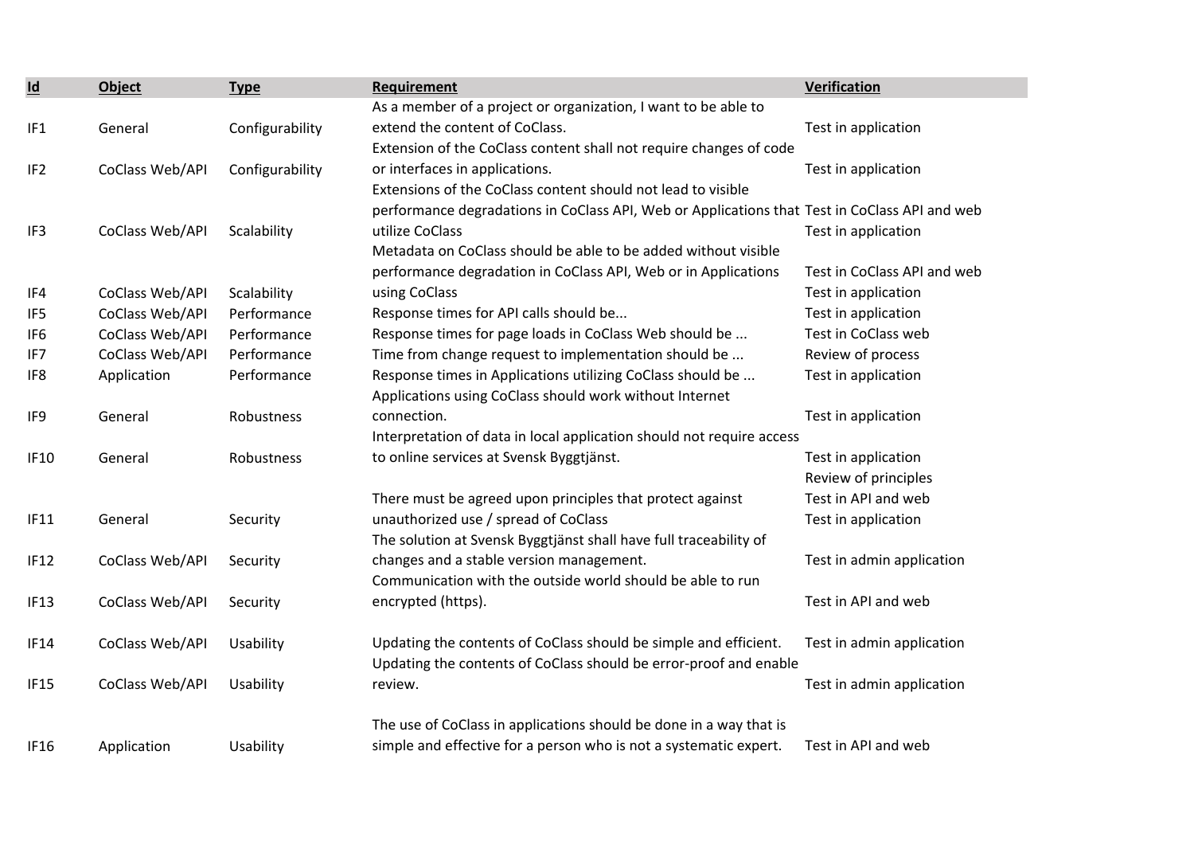| Id | Object | Type | Requirement | Verification |
|---|---|---|---|---|
| IF1 | General | Configurability | As a member of a project or organization, I want to be able to extend the content of CoClass. | Test in application |
| IF2 | CoClass Web/API | Configurability | Extension of the CoClass content shall not require changes of code or interfaces in applications. | Test in application |
| IF3 | CoClass Web/API | Scalability | Extensions of the CoClass content should not lead to visible performance degradations in CoClass API, Web or Applications that utilize CoClass | Test in CoClass API and web<br>Test in application |
| IF4 | CoClass Web/API | Scalability | Metadata on CoClass should be able to be added without visible performance degradation in CoClass API, Web or in Applications using CoClass | Test in CoClass API and web<br>Test in application |
| IF5 | CoClass Web/API | Performance | Response times for API calls should be... | Test in application |
| IF6 | CoClass Web/API | Performance | Response times for page loads in CoClass Web should be ... | Test in CoClass web |
| IF7 | CoClass Web/API | Performance | Time from change request to implementation should be ... | Review of process |
| IF8 | Application | Performance | Response times in Applications utilizing CoClass should be ... | Test in application |
| IF9 | General | Robustness | Applications using CoClass should work without Internet connection. | Test in application |
| IF10 | General | Robustness | Interpretation of data in local application should not require access to online services at Svensk Byggtjänst. | Test in application |
| IF11 | General | Security | There must be agreed upon principles that protect against unauthorized use / spread of CoClass | Review of principles<br>Test in API and web<br>Test in application |
| IF12 | CoClass Web/API | Security | The solution at Svensk Byggtjänst shall have full traceability of changes and a stable version management. | Test in admin application |
| IF13 | CoClass Web/API | Security | Communication with the outside world should be able to run encrypted (https). | Test in API and web |
| IF14 | CoClass Web/API | Usability | Updating the contents of CoClass should be simple and efficient. | Test in admin application |
| IF15 | CoClass Web/API | Usability | Updating the contents of CoClass should be error-proof and enable review. | Test in admin application |
| IF16 | Application | Usability | The use of CoClass in applications should be done in a way that is simple and effective for a person who is not a systematic expert. | Test in API and web |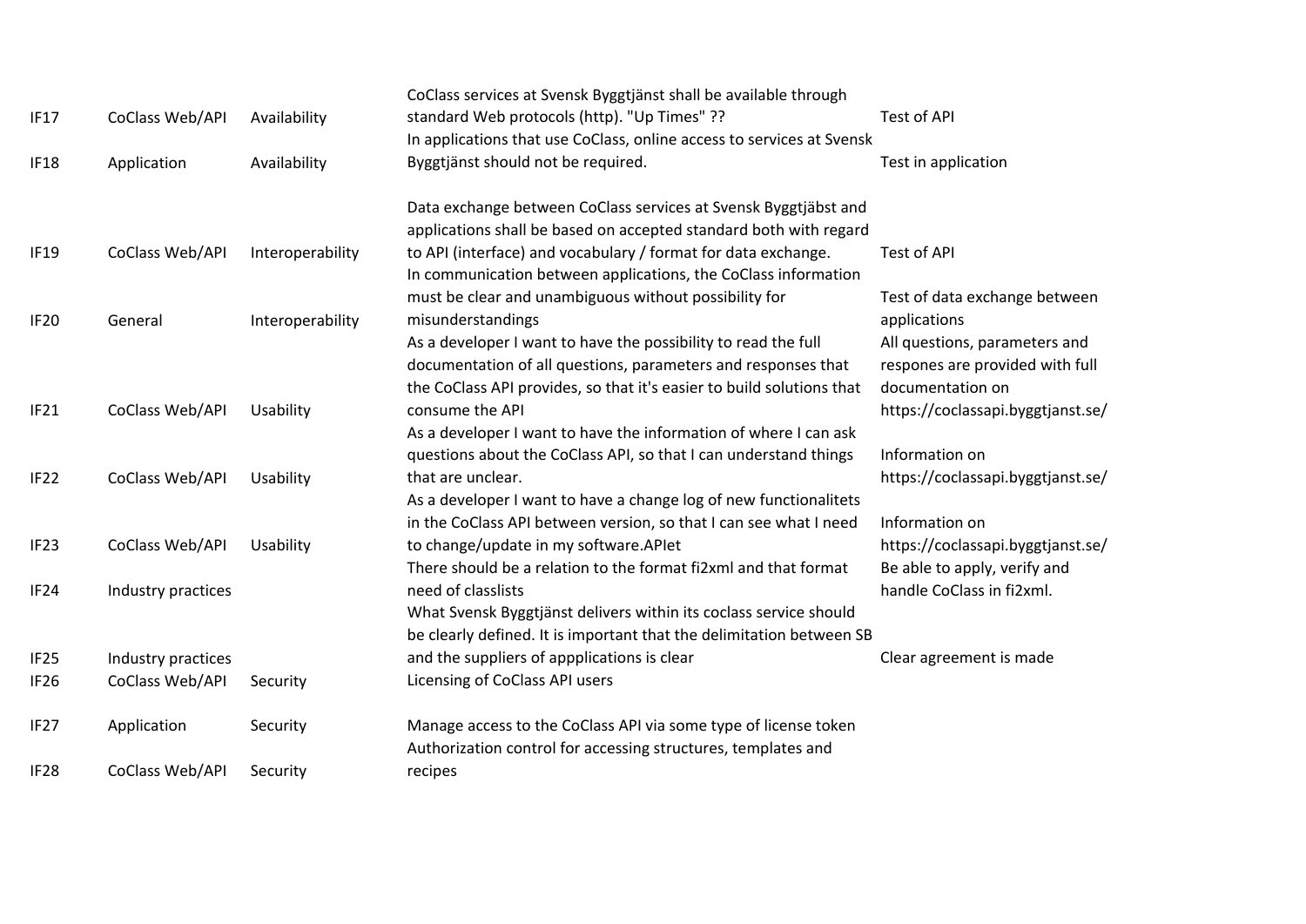| | | | | |
|---|---|---|---|---|
| IF17 | CoClass Web/API | Availability | CoClass services at Svensk Byggtjänst shall be available through standard Web protocols (http). "Up Times" ?? | Test of API |
| IF18 | Application | Availability | In applications that use CoClass, online access to services at Svensk Byggtjänst should not be required. | Test in application |
| IF19 | CoClass Web/API | Interoperability | Data exchange between CoClass services at Svensk Byggtjäbst and applications shall be based on accepted standard both with regard to API (interface) and vocabulary / format for data exchange. | Test of API |
| IF20 | General | Interoperability | In communication between applications, the CoClass information must be clear and unambiguous without possibility for misunderstandings | Test of data exchange between applications |
| IF21 | CoClass Web/API | Usability | As a developer I want to have the possibility to read the full documentation of all questions, parameters and responses that the CoClass API provides, so that it's easier to build solutions that consume the API | All questions, parameters and respones are provided with full documentation on https://coclassapi.byggtjanst.se/ |
| IF22 | CoClass Web/API | Usability | As a developer I want to have the information of where I can ask questions about the CoClass API, so that I can understand things that are unclear. | Information on https://coclassapi.byggtjanst.se/ |
| IF23 | CoClass Web/API | Usability | As a developer I want to have a change log of new functionalitets in the CoClass API between version, so that I can see what I need to change/update in my software.APIet | Information on https://coclassapi.byggtjanst.se/ |
| IF24 | Industry practices | | There should be a relation to the format fi2xml and that format need of classlists | Be able to apply, verify and handle CoClass in fi2xml. |
| IF25 | Industry practices | | What Svensk Byggtjänst delivers within its coclass service should be clearly defined. It is important that the delimitation between SB and the suppliers of appplications is clear | Clear agreement is made |
| IF26 | CoClass Web/API | Security | Licensing of CoClass API users | |
| IF27 | Application | Security | Manage access to the CoClass API via some type of license token | |
| IF28 | CoClass Web/API | Security | Authorization control for accessing structures, templates and recipes | |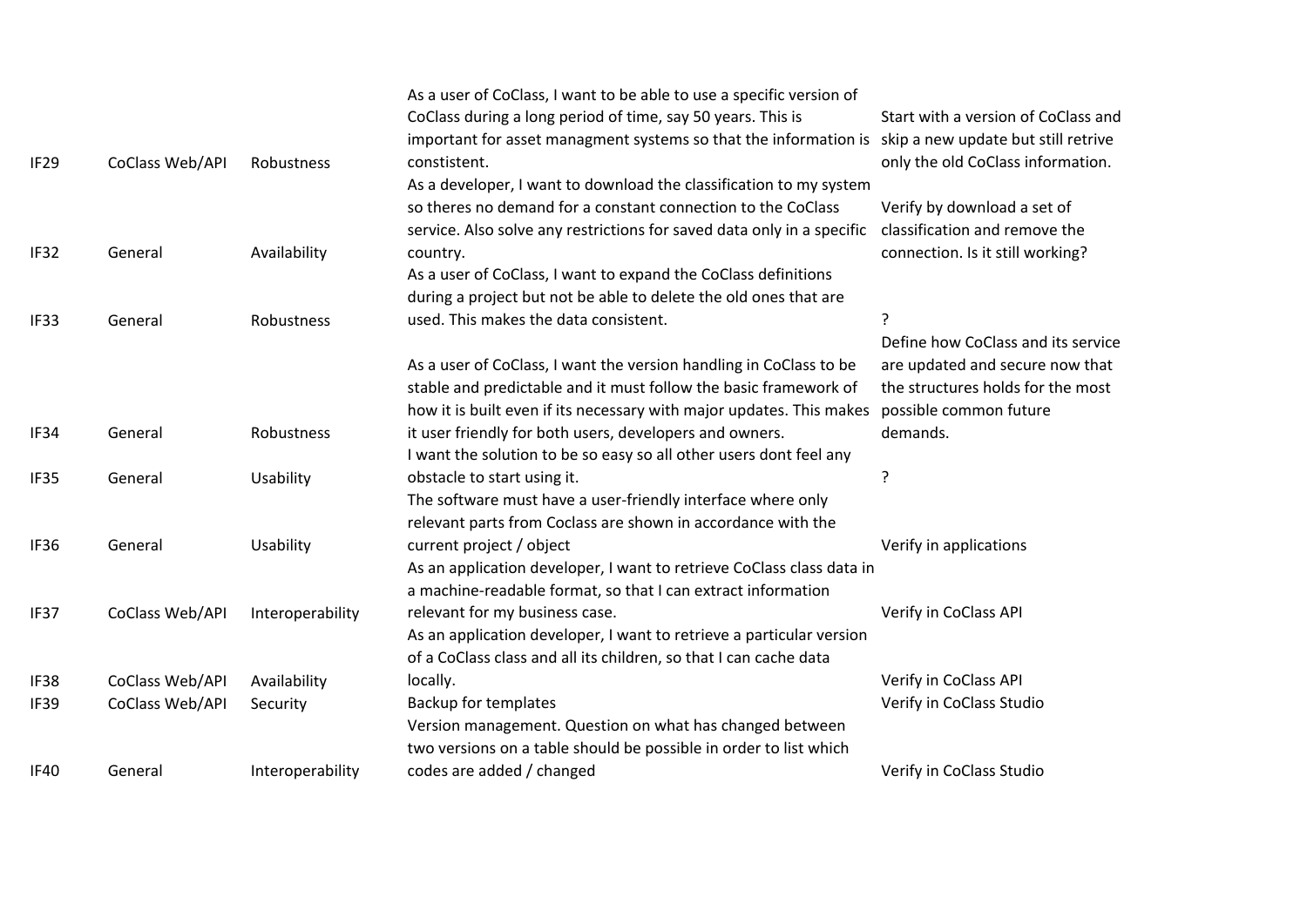| | | | | |
|---|---|---|---|---|
| IF29 | CoClass Web/API | Robustness | As a user of CoClass, I want to be able to use a specific version of CoClass during a long period of time, say 50 years. This is important for asset managment systems so that the information is constistent. | Start with a version of CoClass and skip a new update but still retrive only the old CoClass information. |
| IF32 | General | Availability | As a developer, I want to download the classification to my system so theres no demand for a constant connection to the CoClass service. Also solve any restrictions for saved data only in a specific country. | Verify by download a set of classification and remove the connection. Is it still working? |
| IF33 | General | Robustness | As a user of CoClass, I want to expand the CoClass definitions during a project but not be able to delete the old ones that are used. This makes the data consistent. | ? |
| IF34 | General | Robustness | As a user of CoClass, I want the version handling in CoClass to be stable and predictable and it must follow the basic framework of how it is built even if its necessary with major updates. This makes it user friendly for both users, developers and owners. | Define how CoClass and its service are updated and secure now that the structures holds for the most possible common future demands. |
| IF35 | General | Usability | I want the solution to be so easy so all other users dont feel any obstacle to start using it. | ? |
| IF36 | General | Usability | The software must have a user-friendly interface where only relevant parts from Coclass are shown in accordance with the current project / object | Verify in applications |
| IF37 | CoClass Web/API | Interoperability | As an application developer, I want to retrieve CoClass class data in a machine-readable format, so that I can extract information relevant for my business case. | Verify in CoClass API |
| IF38 | CoClass Web/API | Availability | As an application developer, I want to retrieve a particular version of a CoClass class and all its children, so that I can cache data locally. | Verify in CoClass API |
| IF39 | CoClass Web/API | Security | Backup for templates | Verify in CoClass Studio |
| IF40 | General | Interoperability | Version managememt. Question on what has changed between two versions on a table should be possible in order to list which codes are added / changed | Verify in CoClass Studio |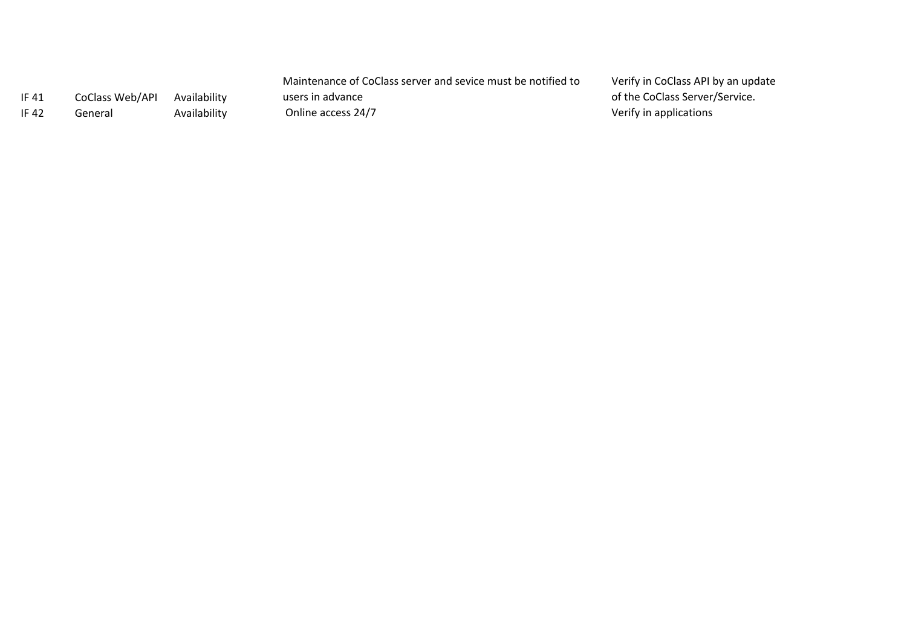| | | | | |
|---|---|---|---|---|
| IF 41 | CoClass Web/API | Availability | Maintenance of CoClass server and sevice must be notified to users in advance | Verify in CoClass API by an update of the CoClass Server/Service. |
| IF 42 | General | Availability | Online access 24/7 | Verify in applications |